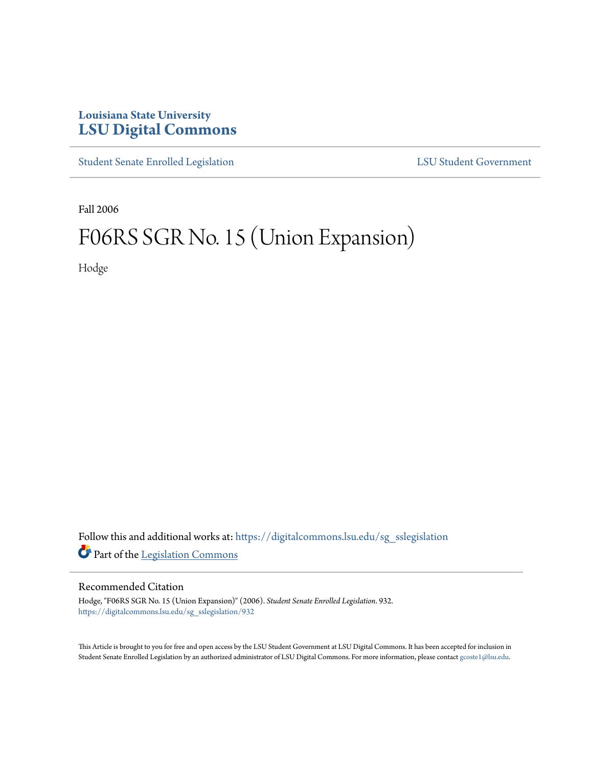Louisiana State University
# LSU Digital Commons

Student Senate Enrolled Legislation | LSU Student Government

Fall 2006

# F06RS SGR No. 15 (Union Expansion)

Hodge

Follow this and additional works at: https://digitalcommons.lsu.edu/sg_sslegislation

Part of the Legislation Commons

## Recommended Citation

Hodge, "F06RS SGR No. 15 (Union Expansion)" (2006). *Student Senate Enrolled Legislation*. 932.
https://digitalcommons.lsu.edu/sg_sslegislation/932

This Article is brought to you for free and open access by the LSU Student Government at LSU Digital Commons. It has been accepted for inclusion in Student Senate Enrolled Legislation by an authorized administrator of LSU Digital Commons. For more information, please contact gcoste1@lsu.edu.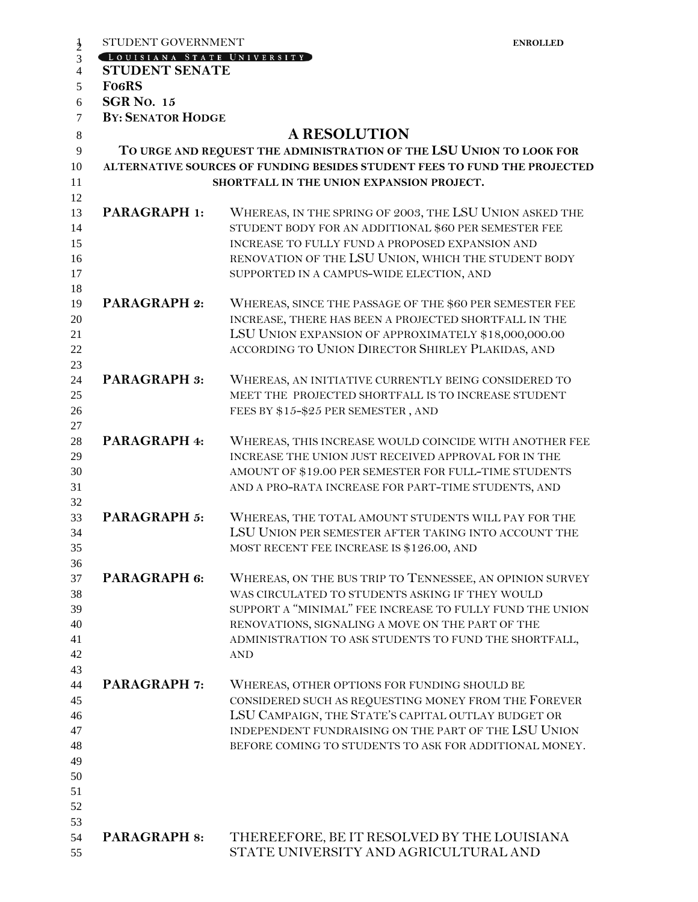STUDENT GOVERNMENT **ENROLLED**

LOUISIANA STATE UNIVERSITY

**STUDENT SENATE**

**F06RS**

**SGR NO. 15**

**BY: SENATOR HODGE**

# A RESOLUTION

**TO URGE AND REQUEST THE ADMINISTRATION OF THE LSU UNION TO LOOK FOR ALTERNATIVE SOURCES OF FUNDING BESIDES STUDENT FEES TO FUND THE PROJECTED SHORTFALL IN THE UNION EXPANSION PROJECT.**

**PARAGRAPH 1:** WHEREAS, IN THE SPRING OF 2003, THE LSU UNION ASKED THE STUDENT BODY FOR AN ADDITIONAL $60 PER SEMESTER FEE INCREASE TO FULLY FUND A PROPOSED EXPANSION AND RENOVATION OF THE LSU UNION, WHICH THE STUDENT BODY SUPPORTED IN A CAMPUS-WIDE ELECTION, AND

**PARAGRAPH 2:** WHEREAS, SINCE THE PASSAGE OF THE $60 PER SEMESTER FEE INCREASE, THERE HAS BEEN A PROJECTED SHORTFALL IN THE LSU UNION EXPANSION OF APPROXIMATELY $18,000,000.00 ACCORDING TO UNION DIRECTOR SHIRLEY PLAKIDAS, AND

**PARAGRAPH 3:** WHEREAS, AN INITIATIVE CURRENTLY BEING CONSIDERED TO MEET THE PROJECTED SHORTFALL IS TO INCREASE STUDENT FEES BY $15-$25 PER SEMESTER , AND

**PARAGRAPH 4:** WHEREAS, THIS INCREASE WOULD COINCIDE WITH ANOTHER FEE INCREASE THE UNION JUST RECEIVED APPROVAL FOR IN THE AMOUNT OF $19.00 PER SEMESTER FOR FULL-TIME STUDENTS AND A PRO-RATA INCREASE FOR PART-TIME STUDENTS, AND

**PARAGRAPH 5:** WHEREAS, THE TOTAL AMOUNT STUDENTS WILL PAY FOR THE LSU UNION PER SEMESTER AFTER TAKING INTO ACCOUNT THE MOST RECENT FEE INCREASE IS $126.00, AND

**PARAGRAPH 6:** WHEREAS, ON THE BUS TRIP TO TENNESSEE, AN OPINION SURVEY WAS CIRCULATED TO STUDENTS ASKING IF THEY WOULD SUPPORT A "MINIMAL" FEE INCREASE TO FULLY FUND THE UNION RENOVATIONS, SIGNALING A MOVE ON THE PART OF THE ADMINISTRATION TO ASK STUDENTS TO FUND THE SHORTFALL, AND

**PARAGRAPH 7:** WHEREAS, OTHER OPTIONS FOR FUNDING SHOULD BE CONSIDERED SUCH AS REQUESTING MONEY FROM THE FOREVER LSU CAMPAIGN, THE STATE'S CAPITAL OUTLAY BUDGET OR INDEPENDENT FUNDRAISING ON THE PART OF THE LSU UNION BEFORE COMING TO STUDENTS TO ASK FOR ADDITIONAL MONEY.

**PARAGRAPH 8:** THEREEFORE, BE IT RESOLVED BY THE LOUISIANA STATE UNIVERSITY AND AGRICULTURAL AND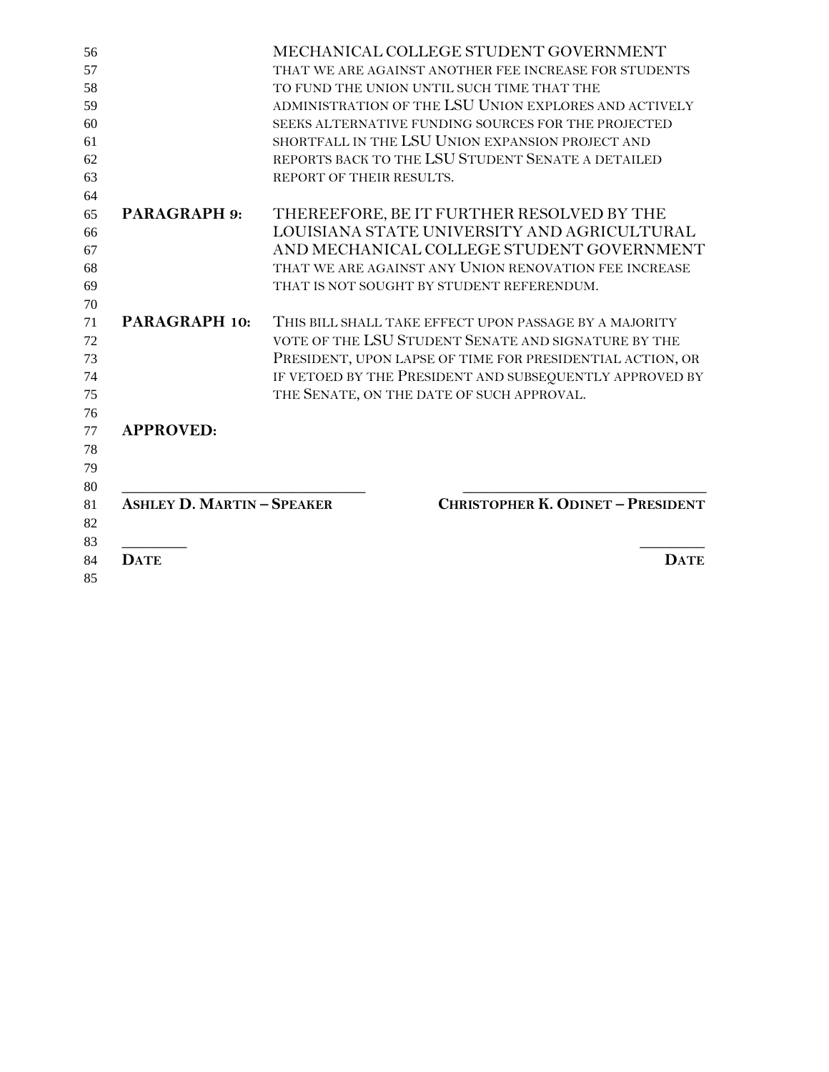MECHANICAL COLLEGE STUDENT GOVERNMENT THAT WE ARE AGAINST ANOTHER FEE INCREASE FOR STUDENTS TO FUND THE UNION UNTIL SUCH TIME THAT THE ADMINISTRATION OF THE LSU UNION EXPLORES AND ACTIVELY SEEKS ALTERNATIVE FUNDING SOURCES FOR THE PROJECTED SHORTFALL IN THE LSU UNION EXPANSION PROJECT AND REPORTS BACK TO THE LSU STUDENT SENATE A DETAILED REPORT OF THEIR RESULTS.

**PARAGRAPH 9:** THEREEFORE, BE IT FURTHER RESOLVED BY THE LOUISIANA STATE UNIVERSITY AND AGRICULTURAL AND MECHANICAL COLLEGE STUDENT GOVERNMENT THAT WE ARE AGAINST ANY UNION RENOVATION FEE INCREASE THAT IS NOT SOUGHT BY STUDENT REFERENDUM.

**PARAGRAPH 10:** THIS BILL SHALL TAKE EFFECT UPON PASSAGE BY A MAJORITY VOTE OF THE LSU STUDENT SENATE AND SIGNATURE BY THE PRESIDENT, UPON LAPSE OF TIME FOR PRESIDENTIAL ACTION, OR IF VETOED BY THE PRESIDENT AND SUBSEQUENTLY APPROVED BY THE SENATE, ON THE DATE OF SUCH APPROVAL.

**APPROVED:**

______________________________ ______________________________

**ASHLEY D. MARTIN – SPEAKER** **CHRISTOPHER K. ODINET – PRESIDENT**

________ ________

**DATE** **DATE**